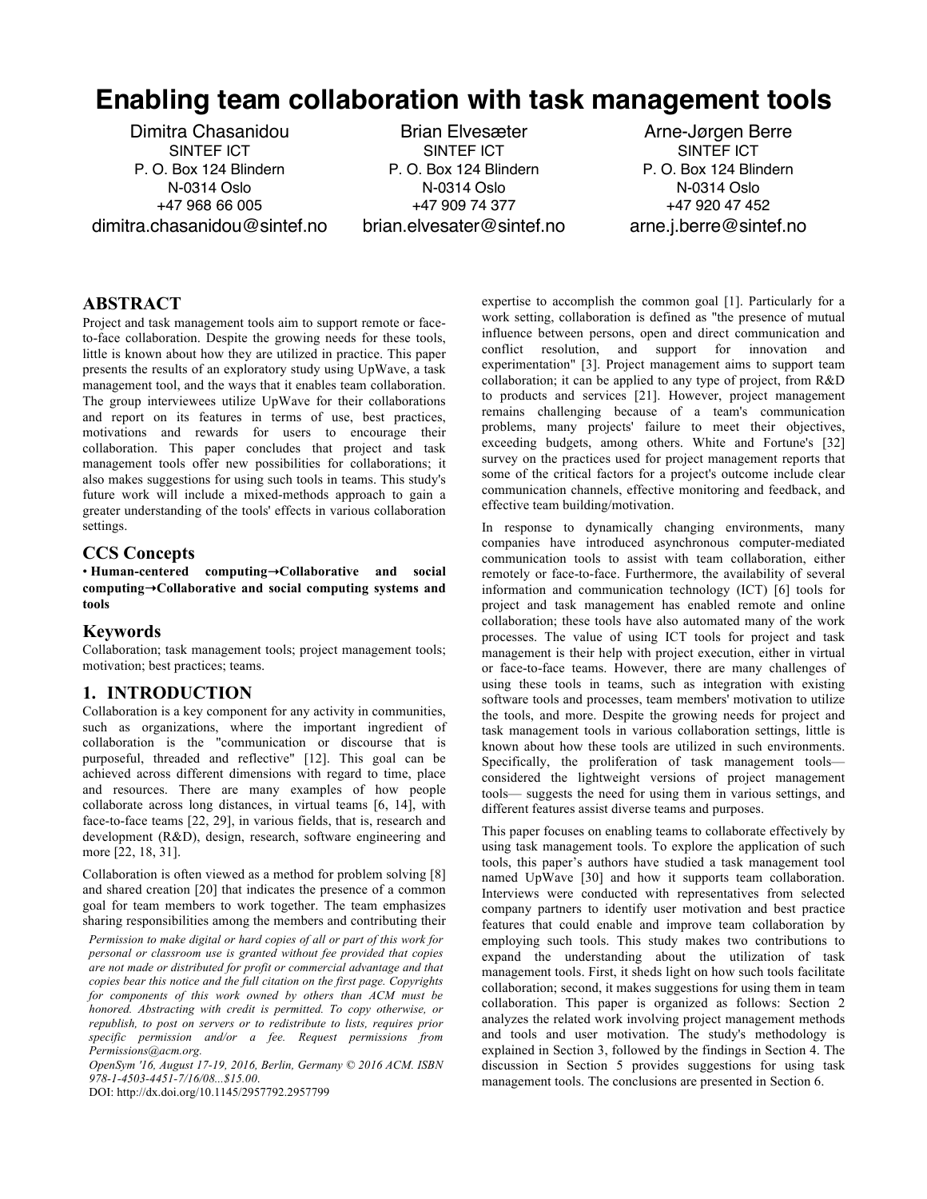# Enabling team collaboration with task management tools

Dimitra Chasanidou
SINTEF ICT
P. O. Box 124 Blindern
N-0314 Oslo
+47 968 66 005
dimitra.chasanidou@sintef.no

Brian Elvesæter
SINTEF ICT
P. O. Box 124 Blindern
N-0314 Oslo
+47 909 74 377
brian.elvesater@sintef.no

Arne-Jørgen Berre
SINTEF ICT
P. O. Box 124 Blindern
N-0314 Oslo
+47 920 47 452
arne.j.berre@sintef.no

## ABSTRACT

Project and task management tools aim to support remote or face-to-face collaboration. Despite the growing needs for these tools, little is known about how they are utilized in practice. This paper presents the results of an exploratory study using UpWave, a task management tool, and the ways that it enables team collaboration. The group interviewees utilize UpWave for their collaborations and report on its features in terms of use, best practices, motivations and rewards for users to encourage their collaboration. This paper concludes that project and task management tools offer new possibilities for collaborations; it also makes suggestions for using such tools in teams. This study's future work will include a mixed-methods approach to gain a greater understanding of the tools' effects in various collaboration settings.

## CCS Concepts

• **Human-centered computing→Collaborative and social computing→Collaborative and social computing systems and tools**

## Keywords

Collaboration; task management tools; project management tools; motivation; best practices; teams.

## 1. INTRODUCTION

Collaboration is a key component for any activity in communities, such as organizations, where the important ingredient of collaboration is the "communication or discourse that is purposeful, threaded and reflective" [12]. This goal can be achieved across different dimensions with regard to time, place and resources. There are many examples of how people collaborate across long distances, in virtual teams [6, 14], with face-to-face teams [22, 29], in various fields, that is, research and development (R&D), design, research, software engineering and more [22, 18, 31].

Collaboration is often viewed as a method for problem solving [8] and shared creation [20] that indicates the presence of a common goal for team members to work together. The team emphasizes sharing responsibilities among the members and contributing their expertise to accomplish the common goal [1]. Particularly for a work setting, collaboration is defined as "the presence of mutual influence between persons, open and direct communication and conflict resolution, and support for innovation and experimentation" [3]. Project management aims to support team collaboration; it can be applied to any type of project, from R&D to products and services [21]. However, project management remains challenging because of a team's communication problems, many projects' failure to meet their objectives, exceeding budgets, among others. White and Fortune's [32] survey on the practices used for project management reports that some of the critical factors for a project's outcome include clear communication channels, effective monitoring and feedback, and effective team building/motivation.

In response to dynamically changing environments, many companies have introduced asynchronous computer-mediated communication tools to assist with team collaboration, either remotely or face-to-face. Furthermore, the availability of several information and communication technology (ICT) [6] tools for project and task management has enabled remote and online collaboration; these tools have also automated many of the work processes. The value of using ICT tools for project and task management is their help with project execution, either in virtual or face-to-face teams. However, there are many challenges of using these tools in teams, such as integration with existing software tools and processes, team members' motivation to utilize the tools, and more. Despite the growing needs for project and task management tools in various collaboration settings, little is known about how these tools are utilized in such environments. Specifically, the proliferation of task management tools— considered the lightweight versions of project management tools— suggests the need for using them in various settings, and different features assist diverse teams and purposes.

This paper focuses on enabling teams to collaborate effectively by using task management tools. To explore the application of such tools, this paper's authors have studied a task management tool named UpWave [30] and how it supports team collaboration. Interviews were conducted with representatives from selected company partners to identify user motivation and best practice features that could enable and improve team collaboration by employing such tools. This study makes two contributions to expand the understanding about the utilization of task management tools. First, it sheds light on how such tools facilitate collaboration; second, it makes suggestions for using them in team collaboration. This paper is organized as follows: Section 2 analyzes the related work involving project management methods and tools and user motivation. The study's methodology is explained in Section 3, followed by the findings in Section 4. The discussion in Section 5 provides suggestions for using task management tools. The conclusions are presented in Section 6.

*Permission to make digital or hard copies of all or part of this work for personal or classroom use is granted without fee provided that copies are not made or distributed for profit or commercial advantage and that copies bear this notice and the full citation on the first page. Copyrights for components of this work owned by others than ACM must be honored. Abstracting with credit is permitted. To copy otherwise, or republish, to post on servers or to redistribute to lists, requires prior specific permission and/or a fee. Request permissions from Permissions@acm.org.*

*OpenSym '16, August 17-19, 2016, Berlin, Germany © 2016 ACM. ISBN 978-1-4503-4451-7/16/08...$15.00.*

DOI: http://dx.doi.org/10.1145/2957792.2957799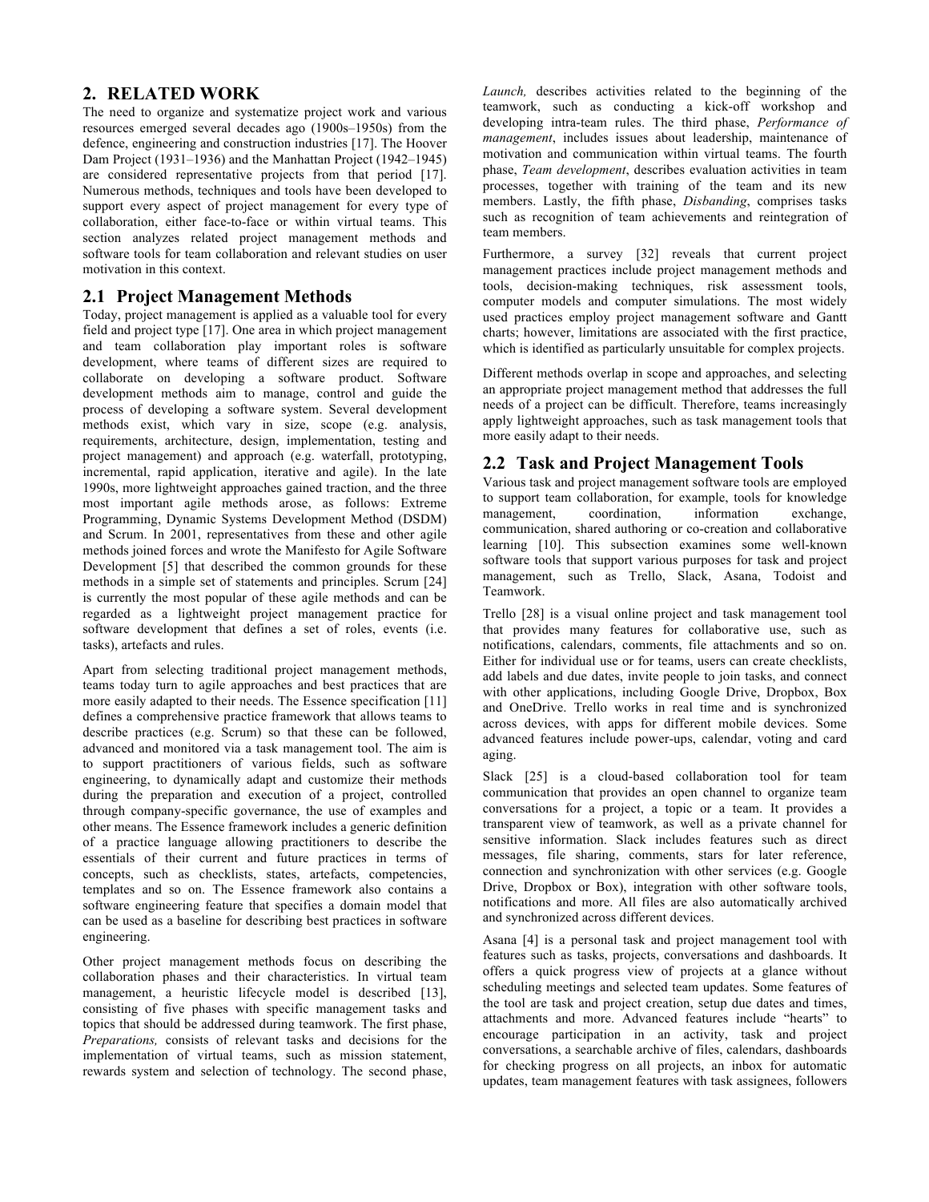## 2. RELATED WORK

The need to organize and systematize project work and various resources emerged several decades ago (1900s–1950s) from the defence, engineering and construction industries [17]. The Hoover Dam Project (1931–1936) and the Manhattan Project (1942–1945) are considered representative projects from that period [17]. Numerous methods, techniques and tools have been developed to support every aspect of project management for every type of collaboration, either face-to-face or within virtual teams. This section analyzes related project management methods and software tools for team collaboration and relevant studies on user motivation in this context.

### 2.1 Project Management Methods

Today, project management is applied as a valuable tool for every field and project type [17]. One area in which project management and team collaboration play important roles is software development, where teams of different sizes are required to collaborate on developing a software product. Software development methods aim to manage, control and guide the process of developing a software system. Several development methods exist, which vary in size, scope (e.g. analysis, requirements, architecture, design, implementation, testing and project management) and approach (e.g. waterfall, prototyping, incremental, rapid application, iterative and agile). In the late 1990s, more lightweight approaches gained traction, and the three most important agile methods arose, as follows: Extreme Programming, Dynamic Systems Development Method (DSDM) and Scrum. In 2001, representatives from these and other agile methods joined forces and wrote the Manifesto for Agile Software Development [5] that described the common grounds for these methods in a simple set of statements and principles. Scrum [24] is currently the most popular of these agile methods and can be regarded as a lightweight project management practice for software development that defines a set of roles, events (i.e. tasks), artefacts and rules.

Apart from selecting traditional project management methods, teams today turn to agile approaches and best practices that are more easily adapted to their needs. The Essence specification [11] defines a comprehensive practice framework that allows teams to describe practices (e.g. Scrum) so that these can be followed, advanced and monitored via a task management tool. The aim is to support practitioners of various fields, such as software engineering, to dynamically adapt and customize their methods during the preparation and execution of a project, controlled through company-specific governance, the use of examples and other means. The Essence framework includes a generic definition of a practice language allowing practitioners to describe the essentials of their current and future practices in terms of concepts, such as checklists, states, artefacts, competencies, templates and so on. The Essence framework also contains a software engineering feature that specifies a domain model that can be used as a baseline for describing best practices in software engineering.

Other project management methods focus on describing the collaboration phases and their characteristics. In virtual team management, a heuristic lifecycle model is described [13], consisting of five phases with specific management tasks and topics that should be addressed during teamwork. The first phase, *Preparations,* consists of relevant tasks and decisions for the implementation of virtual teams, such as mission statement, rewards system and selection of technology. The second phase, *Launch,* describes activities related to the beginning of the teamwork, such as conducting a kick-off workshop and developing intra-team rules. The third phase, *Performance of management*, includes issues about leadership, maintenance of motivation and communication within virtual teams. The fourth phase, *Team development*, describes evaluation activities in team processes, together with training of the team and its new members. Lastly, the fifth phase, *Disbanding*, comprises tasks such as recognition of team achievements and reintegration of team members.

Furthermore, a survey [32] reveals that current project management practices include project management methods and tools, decision-making techniques, risk assessment tools, computer models and computer simulations. The most widely used practices employ project management software and Gantt charts; however, limitations are associated with the first practice, which is identified as particularly unsuitable for complex projects.

Different methods overlap in scope and approaches, and selecting an appropriate project management method that addresses the full needs of a project can be difficult. Therefore, teams increasingly apply lightweight approaches, such as task management tools that more easily adapt to their needs.

### 2.2 Task and Project Management Tools

Various task and project management software tools are employed to support team collaboration, for example, tools for knowledge management, coordination, information exchange, communication, shared authoring or co-creation and collaborative learning [10]. This subsection examines some well-known software tools that support various purposes for task and project management, such as Trello, Slack, Asana, Todoist and Teamwork.

Trello [28] is a visual online project and task management tool that provides many features for collaborative use, such as notifications, calendars, comments, file attachments and so on. Either for individual use or for teams, users can create checklists, add labels and due dates, invite people to join tasks, and connect with other applications, including Google Drive, Dropbox, Box and OneDrive. Trello works in real time and is synchronized across devices, with apps for different mobile devices. Some advanced features include power-ups, calendar, voting and card aging.

Slack [25] is a cloud-based collaboration tool for team communication that provides an open channel to organize team conversations for a project, a topic or a team. It provides a transparent view of teamwork, as well as a private channel for sensitive information. Slack includes features such as direct messages, file sharing, comments, stars for later reference, connection and synchronization with other services (e.g. Google Drive, Dropbox or Box), integration with other software tools, notifications and more. All files are also automatically archived and synchronized across different devices.

Asana [4] is a personal task and project management tool with features such as tasks, projects, conversations and dashboards. It offers a quick progress view of projects at a glance without scheduling meetings and selected team updates. Some features of the tool are task and project creation, setup due dates and times, attachments and more. Advanced features include "hearts" to encourage participation in an activity, task and project conversations, a searchable archive of files, calendars, dashboards for checking progress on all projects, an inbox for automatic updates, team management features with task assignees, followers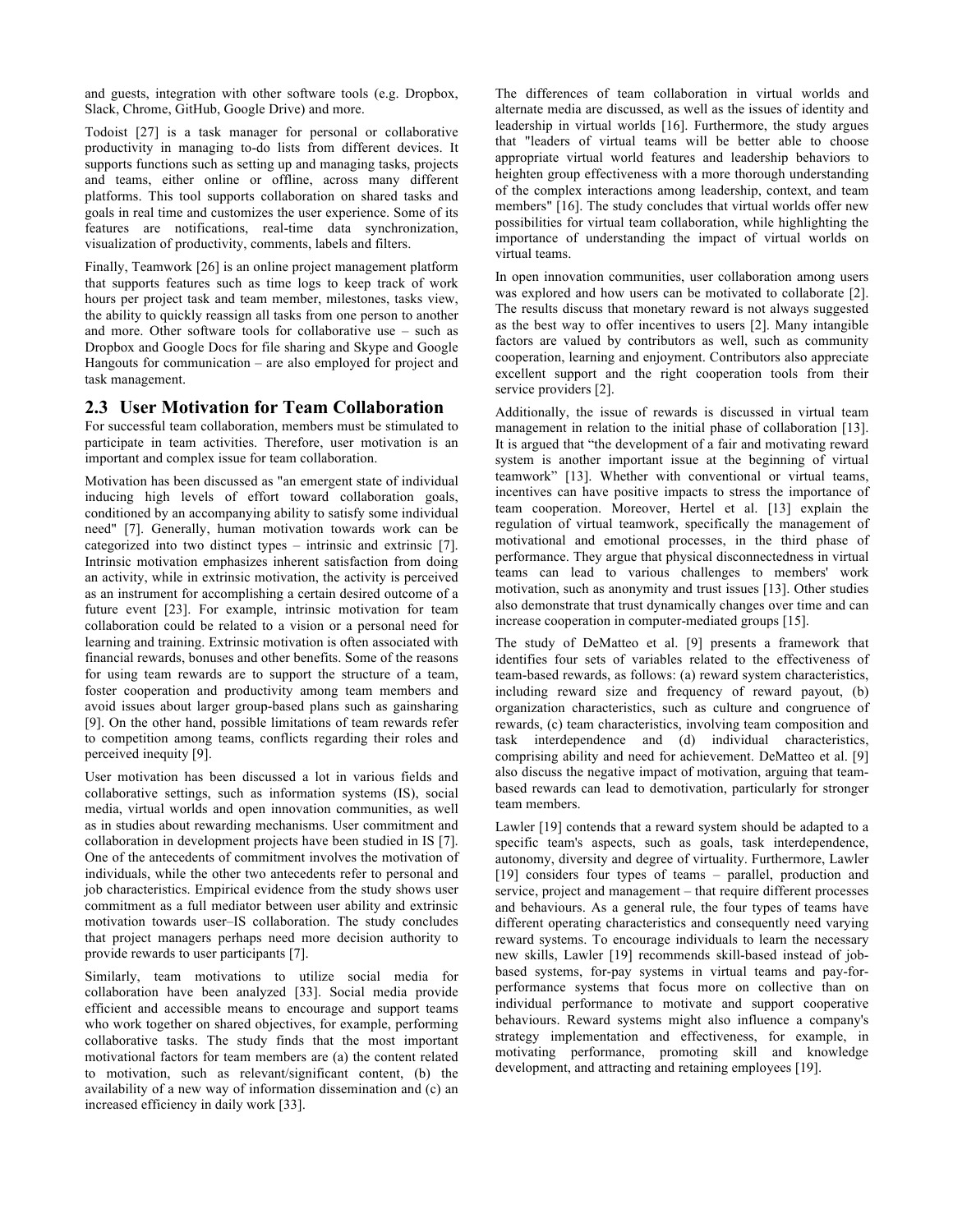and guests, integration with other software tools (e.g. Dropbox, Slack, Chrome, GitHub, Google Drive) and more.

Todoist [27] is a task manager for personal or collaborative productivity in managing to-do lists from different devices. It supports functions such as setting up and managing tasks, projects and teams, either online or offline, across many different platforms. This tool supports collaboration on shared tasks and goals in real time and customizes the user experience. Some of its features are notifications, real-time data synchronization, visualization of productivity, comments, labels and filters.

Finally, Teamwork [26] is an online project management platform that supports features such as time logs to keep track of work hours per project task and team member, milestones, tasks view, the ability to quickly reassign all tasks from one person to another and more. Other software tools for collaborative use – such as Dropbox and Google Docs for file sharing and Skype and Google Hangouts for communication – are also employed for project and task management.

## 2.3 User Motivation for Team Collaboration

For successful team collaboration, members must be stimulated to participate in team activities. Therefore, user motivation is an important and complex issue for team collaboration.

Motivation has been discussed as "an emergent state of individual inducing high levels of effort toward collaboration goals, conditioned by an accompanying ability to satisfy some individual need" [7]. Generally, human motivation towards work can be categorized into two distinct types – intrinsic and extrinsic [7]. Intrinsic motivation emphasizes inherent satisfaction from doing an activity, while in extrinsic motivation, the activity is perceived as an instrument for accomplishing a certain desired outcome of a future event [23]. For example, intrinsic motivation for team collaboration could be related to a vision or a personal need for learning and training. Extrinsic motivation is often associated with financial rewards, bonuses and other benefits. Some of the reasons for using team rewards are to support the structure of a team, foster cooperation and productivity among team members and avoid issues about larger group-based plans such as gainsharing [9]. On the other hand, possible limitations of team rewards refer to competition among teams, conflicts regarding their roles and perceived inequity [9].

User motivation has been discussed a lot in various fields and collaborative settings, such as information systems (IS), social media, virtual worlds and open innovation communities, as well as in studies about rewarding mechanisms. User commitment and collaboration in development projects have been studied in IS [7]. One of the antecedents of commitment involves the motivation of individuals, while the other two antecedents refer to personal and job characteristics. Empirical evidence from the study shows user commitment as a full mediator between user ability and extrinsic motivation towards user–IS collaboration. The study concludes that project managers perhaps need more decision authority to provide rewards to user participants [7].

Similarly, team motivations to utilize social media for collaboration have been analyzed [33]. Social media provide efficient and accessible means to encourage and support teams who work together on shared objectives, for example, performing collaborative tasks. The study finds that the most important motivational factors for team members are (a) the content related to motivation, such as relevant/significant content, (b) the availability of a new way of information dissemination and (c) an increased efficiency in daily work [33].

The differences of team collaboration in virtual worlds and alternate media are discussed, as well as the issues of identity and leadership in virtual worlds [16]. Furthermore, the study argues that "leaders of virtual teams will be better able to choose appropriate virtual world features and leadership behaviors to heighten group effectiveness with a more thorough understanding of the complex interactions among leadership, context, and team members" [16]. The study concludes that virtual worlds offer new possibilities for virtual team collaboration, while highlighting the importance of understanding the impact of virtual worlds on virtual teams.

In open innovation communities, user collaboration among users was explored and how users can be motivated to collaborate [2]. The results discuss that monetary reward is not always suggested as the best way to offer incentives to users [2]. Many intangible factors are valued by contributors as well, such as community cooperation, learning and enjoyment. Contributors also appreciate excellent support and the right cooperation tools from their service providers [2].

Additionally, the issue of rewards is discussed in virtual team management in relation to the initial phase of collaboration [13]. It is argued that "the development of a fair and motivating reward system is another important issue at the beginning of virtual teamwork" [13]. Whether with conventional or virtual teams, incentives can have positive impacts to stress the importance of team cooperation. Moreover, Hertel et al. [13] explain the regulation of virtual teamwork, specifically the management of motivational and emotional processes, in the third phase of performance. They argue that physical disconnectedness in virtual teams can lead to various challenges to members' work motivation, such as anonymity and trust issues [13]. Other studies also demonstrate that trust dynamically changes over time and can increase cooperation in computer-mediated groups [15].

The study of DeMatteo et al. [9] presents a framework that identifies four sets of variables related to the effectiveness of team-based rewards, as follows: (a) reward system characteristics, including reward size and frequency of reward payout, (b) organization characteristics, such as culture and congruence of rewards, (c) team characteristics, involving team composition and task interdependence and (d) individual characteristics, comprising ability and need for achievement. DeMatteo et al. [9] also discuss the negative impact of motivation, arguing that team-based rewards can lead to demotivation, particularly for stronger team members.

Lawler [19] contends that a reward system should be adapted to a specific team's aspects, such as goals, task interdependence, autonomy, diversity and degree of virtuality. Furthermore, Lawler [19] considers four types of teams – parallel, production and service, project and management – that require different processes and behaviours. As a general rule, the four types of teams have different operating characteristics and consequently need varying reward systems. To encourage individuals to learn the necessary new skills, Lawler [19] recommends skill-based instead of job-based systems, for-pay systems in virtual teams and pay-for-performance systems that focus more on collective than on individual performance to motivate and support cooperative behaviours. Reward systems might also influence a company's strategy implementation and effectiveness, for example, in motivating performance, promoting skill and knowledge development, and attracting and retaining employees [19].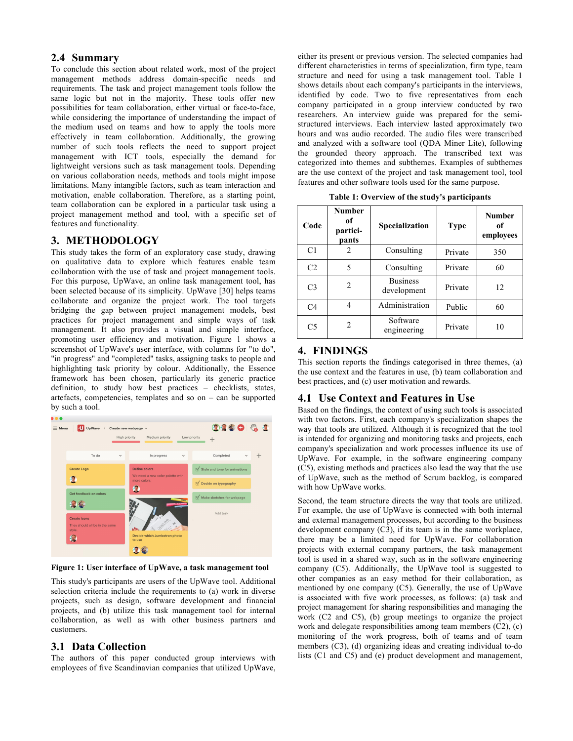## 2.4 Summary

To conclude this section about related work, most of the project management methods address domain-specific needs and requirements. The task and project management tools follow the same logic but not in the majority. These tools offer new possibilities for team collaboration, either virtual or face-to-face, while considering the importance of understanding the impact of the medium used on teams and how to apply the tools more effectively in team collaboration. Additionally, the growing number of such tools reflects the need to support project management with ICT tools, especially the demand for lightweight versions such as task management tools. Depending on various collaboration needs, methods and tools might impose limitations. Many intangible factors, such as team interaction and motivation, enable collaboration. Therefore, as a starting point, team collaboration can be explored in a particular task using a project management method and tool, with a specific set of features and functionality.

# 3. METHODOLOGY

This study takes the form of an exploratory case study, drawing on qualitative data to explore which features enable team collaboration with the use of task and project management tools. For this purpose, UpWave, an online task management tool, has been selected because of its simplicity. UpWave [30] helps teams collaborate and organize the project work. The tool targets bridging the gap between project management models, best practices for project management and simple ways of task management. It also provides a visual and simple interface, promoting user efficiency and motivation. Figure 1 shows a screenshot of UpWave's user interface, with columns for "to do", "in progress" and "completed" tasks, assigning tasks to people and highlighting task priority by colour. Additionally, the Essence framework has been chosen, particularly its generic practice definition, to study how best practices – checklists, states, artefacts, competencies, templates and so on – can be supported by such a tool.

**Figure 1: User interface of UpWave, a task management tool**

This study's participants are users of the UpWave tool. Additional selection criteria include the requirements to (a) work in diverse projects, such as design, software development and financial projects, and (b) utilize this task management tool for internal collaboration, as well as with other business partners and customers.

## 3.1 Data Collection

The authors of this paper conducted group interviews with employees of five Scandinavian companies that utilized UpWave, either its present or previous version. The selected companies had different characteristics in terms of specialization, firm type, team structure and need for using a task management tool. Table 1 shows details about each company's participants in the interviews, identified by code. Two to five representatives from each company participated in a group interview conducted by two researchers. An interview guide was prepared for the semi-structured interviews. Each interview lasted approximately two hours and was audio recorded. The audio files were transcribed and analyzed with a software tool (QDA Miner Lite), following the grounded theory approach. The transcribed text was categorized into themes and subthemes. Examples of subthemes are the use context of the project and task management tool, tool features and other software tools used for the same purpose.

**Table 1: Overview of the study's participants**

| Code | Number of partici-pants | Specialization | Type | Number of employees |
|---|---|---|---|---|
| C1 | 2 | Consulting | Private | 350 |
| C2 | 5 | Consulting | Private | 60 |
| C3 | 2 | Business development | Private | 12 |
| C4 | 4 | Administration | Public | 60 |
| C5 | 2 | Software engineering | Private | 10 |

# 4. FINDINGS

This section reports the findings categorised in three themes, (a) the use context and the features in use, (b) team collaboration and best practices, and (c) user motivation and rewards.

## 4.1 Use Context and Features in Use

Based on the findings, the context of using such tools is associated with two factors. First, each company's specialization shapes the way that tools are utilized. Although it is recognized that the tool is intended for organizing and monitoring tasks and projects, each company's specialization and work processes influence its use of UpWave. For example, in the software engineering company (C5), existing methods and practices also lead the way that the use of UpWave, such as the method of Scrum backlog, is compared with how UpWave works.

Second, the team structure directs the way that tools are utilized. For example, the use of UpWave is connected with both internal and external management processes, but according to the business development company (C3), if its team is in the same workplace, there may be a limited need for UpWave. For collaboration projects with external company partners, the task management tool is used in a shared way, such as in the software engineering company (C5). Additionally, the UpWave tool is suggested to other companies as an easy method for their collaboration, as mentioned by one company (C5). Generally, the use of UpWave is associated with five work processes, as follows: (a) task and project management for sharing responsibilities and managing the work (C2 and C5), (b) group meetings to organize the project work and delegate responsibilities among team members (C2), (c) monitoring of the work progress, both of teams and of team members (C3), (d) organizing ideas and creating individual to-do lists (C1 and C5) and (e) product development and management,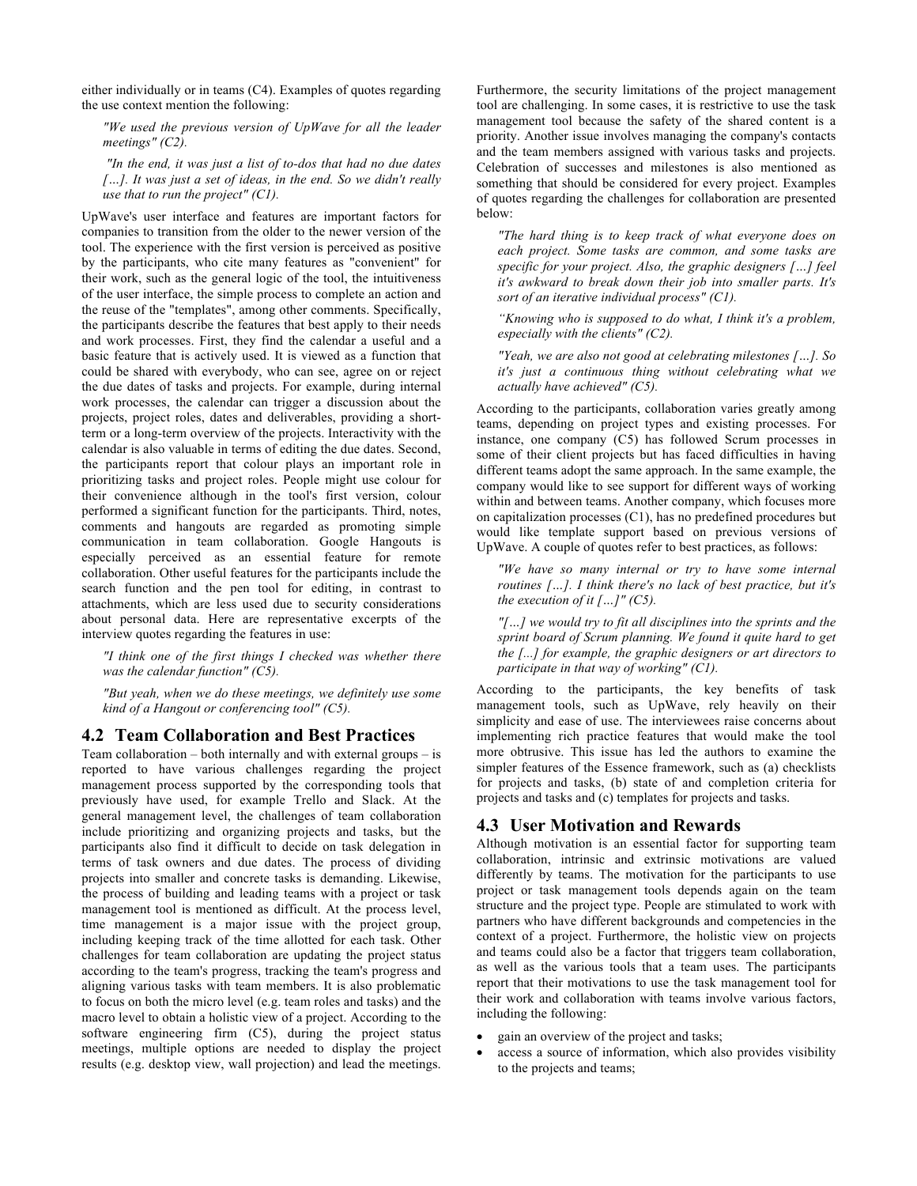either individually or in teams (C4). Examples of quotes regarding the use context mention the following:

> *"We used the previous version of UpWave for all the leader meetings" (C2).*
>
> *"In the end, it was just a list of to-dos that had no due dates […]. It was just a set of ideas, in the end. So we didn't really use that to run the project" (C1).*

UpWave's user interface and features are important factors for companies to transition from the older to the newer version of the tool. The experience with the first version is perceived as positive by the participants, who cite many features as "convenient" for their work, such as the general logic of the tool, the intuitiveness of the user interface, the simple process to complete an action and the reuse of the "templates", among other comments. Specifically, the participants describe the features that best apply to their needs and work processes. First, they find the calendar a useful and a basic feature that is actively used. It is viewed as a function that could be shared with everybody, who can see, agree on or reject the due dates of tasks and projects. For example, during internal work processes, the calendar can trigger a discussion about the projects, project roles, dates and deliverables, providing a short-term or a long-term overview of the projects. Interactivity with the calendar is also valuable in terms of editing the due dates. Second, the participants report that colour plays an important role in prioritizing tasks and project roles. People might use colour for their convenience although in the tool's first version, colour performed a significant function for the participants. Third, notes, comments and hangouts are regarded as promoting simple communication in team collaboration. Google Hangouts is especially perceived as an essential feature for remote collaboration. Other useful features for the participants include the search function and the pen tool for editing, in contrast to attachments, which are less used due to security considerations about personal data. Here are representative excerpts of the interview quotes regarding the features in use:

> *"I think one of the first things I checked was whether there was the calendar function" (C5).*
>
> *"But yeah, when we do these meetings, we definitely use some kind of a Hangout or conferencing tool" (C5).*

## 4.2 Team Collaboration and Best Practices

Team collaboration – both internally and with external groups – is reported to have various challenges regarding the project management process supported by the corresponding tools that previously have used, for example Trello and Slack. At the general management level, the challenges of team collaboration include prioritizing and organizing projects and tasks, but the participants also find it difficult to decide on task delegation in terms of task owners and due dates. The process of dividing projects into smaller and concrete tasks is demanding. Likewise, the process of building and leading teams with a project or task management tool is mentioned as difficult. At the process level, time management is a major issue with the project group, including keeping track of the time allotted for each task. Other challenges for team collaboration are updating the project status according to the team's progress, tracking the team's progress and aligning various tasks with team members. It is also problematic to focus on both the micro level (e.g. team roles and tasks) and the macro level to obtain a holistic view of a project. According to the software engineering firm (C5), during the project status meetings, multiple options are needed to display the project results (e.g. desktop view, wall projection) and lead the meetings. Furthermore, the security limitations of the project management tool are challenging. In some cases, it is restrictive to use the task management tool because the safety of the shared content is a priority. Another issue involves managing the company's contacts and the team members assigned with various tasks and projects. Celebration of successes and milestones is also mentioned as something that should be considered for every project. Examples of quotes regarding the challenges for collaboration are presented below:

> *"The hard thing is to keep track of what everyone does on each project. Some tasks are common, and some tasks are specific for your project. Also, the graphic designers […] feel it's awkward to break down their job into smaller parts. It's sort of an iterative individual process" (C1).*
>
> *"Knowing who is supposed to do what, I think it's a problem, especially with the clients" (C2).*
>
> *"Yeah, we are also not good at celebrating milestones […]. So it's just a continuous thing without celebrating what we actually have achieved" (C5).*

According to the participants, collaboration varies greatly among teams, depending on project types and existing processes. For instance, one company (C5) has followed Scrum processes in some of their client projects but has faced difficulties in having different teams adopt the same approach. In the same example, the company would like to see support for different ways of working within and between teams. Another company, which focuses more on capitalization processes (C1), has no predefined procedures but would like template support based on previous versions of UpWave. A couple of quotes refer to best practices, as follows:

> *"We have so many internal or try to have some internal routines […]. I think there's no lack of best practice, but it's the execution of it […]" (C5).*
>
> *"[…] we would try to fit all disciplines into the sprints and the sprint board of Scrum planning. We found it quite hard to get the [...] for example, the graphic designers or art directors to participate in that way of working" (C1).*

According to the participants, the key benefits of task management tools, such as UpWave, rely heavily on their simplicity and ease of use. The interviewees raise concerns about implementing rich practice features that would make the tool more obtrusive. This issue has led the authors to examine the simpler features of the Essence framework, such as (a) checklists for projects and tasks, (b) state of and completion criteria for projects and tasks and (c) templates for projects and tasks.

## 4.3 User Motivation and Rewards

Although motivation is an essential factor for supporting team collaboration, intrinsic and extrinsic motivations are valued differently by teams. The motivation for the participants to use project or task management tools depends again on the team structure and the project type. People are stimulated to work with partners who have different backgrounds and competencies in the context of a project. Furthermore, the holistic view on projects and teams could also be a factor that triggers team collaboration, as well as the various tools that a team uses. The participants report that their motivations to use the task management tool for their work and collaboration with teams involve various factors, including the following:

- gain an overview of the project and tasks;
- access a source of information, which also provides visibility to the projects and teams;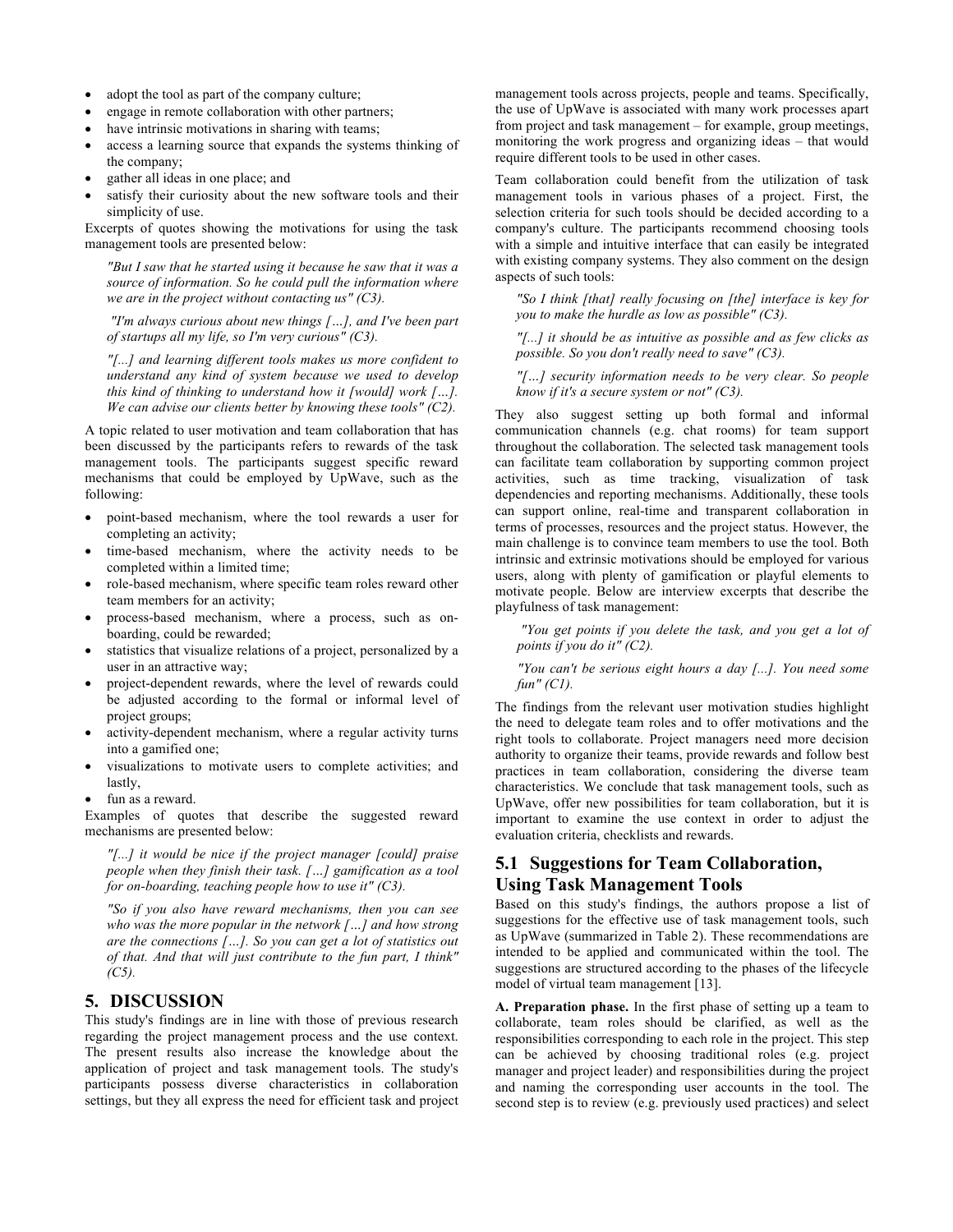- adopt the tool as part of the company culture;
- engage in remote collaboration with other partners;
- have intrinsic motivations in sharing with teams;
- access a learning source that expands the systems thinking of the company;
- gather all ideas in one place; and
- satisfy their curiosity about the new software tools and their simplicity of use.

Excerpts of quotes showing the motivations for using the task management tools are presented below:

> *"But I saw that he started using it because he saw that it was a source of information. So he could pull the information where we are in the project without contacting us" (C3).*

> *"I'm always curious about new things […], and I've been part of startups all my life, so I'm very curious" (C3).*

> *"[...] and learning different tools makes us more confident to understand any kind of system because we used to develop this kind of thinking to understand how it [would] work […]. We can advise our clients better by knowing these tools" (C2).*

A topic related to user motivation and team collaboration that has been discussed by the participants refers to rewards of the task management tools. The participants suggest specific reward mechanisms that could be employed by UpWave, such as the following:

- point-based mechanism, where the tool rewards a user for completing an activity;
- time-based mechanism, where the activity needs to be completed within a limited time;
- role-based mechanism, where specific team roles reward other team members for an activity;
- process-based mechanism, where a process, such as on-boarding, could be rewarded;
- statistics that visualize relations of a project, personalized by a user in an attractive way;
- project-dependent rewards, where the level of rewards could be adjusted according to the formal or informal level of project groups;
- activity-dependent mechanism, where a regular activity turns into a gamified one;
- visualizations to motivate users to complete activities; and lastly,
- fun as a reward.

Examples of quotes that describe the suggested reward mechanisms are presented below:

> *"[...] it would be nice if the project manager [could] praise people when they finish their task. […] gamification as a tool for on-boarding, teaching people how to use it" (C3).*

> *"So if you also have reward mechanisms, then you can see who was the more popular in the network […] and how strong are the connections […]. So you can get a lot of statistics out of that. And that will just contribute to the fun part, I think" (C5).*

# 5. DISCUSSION

This study's findings are in line with those of previous research regarding the project management process and the use context. The present results also increase the knowledge about the application of project and task management tools. The study's participants possess diverse characteristics in collaboration settings, but they all express the need for efficient task and project management tools across projects, people and teams. Specifically, the use of UpWave is associated with many work processes apart from project and task management – for example, group meetings, monitoring the work progress and organizing ideas – that would require different tools to be used in other cases.

Team collaboration could benefit from the utilization of task management tools in various phases of a project. First, the selection criteria for such tools should be decided according to a company's culture. The participants recommend choosing tools with a simple and intuitive interface that can easily be integrated with existing company systems. They also comment on the design aspects of such tools:

> *"So I think [that] really focusing on [the] interface is key for you to make the hurdle as low as possible" (C3).*

> *"[...] it should be as intuitive as possible and as few clicks as possible. So you don't really need to save" (C3).*

> *"[…] security information needs to be very clear. So people know if it's a secure system or not" (C3).*

They also suggest setting up both formal and informal communication channels (e.g. chat rooms) for team support throughout the collaboration. The selected task management tools can facilitate team collaboration by supporting common project activities, such as time tracking, visualization of task dependencies and reporting mechanisms. Additionally, these tools can support online, real-time and transparent collaboration in terms of processes, resources and the project status. However, the main challenge is to convince team members to use the tool. Both intrinsic and extrinsic motivations should be employed for various users, along with plenty of gamification or playful elements to motivate people. Below are interview excerpts that describe the playfulness of task management:

> *"You get points if you delete the task, and you get a lot of points if you do it" (C2).*

> *"You can't be serious eight hours a day [...]. You need some fun" (C1).*

The findings from the relevant user motivation studies highlight the need to delegate team roles and to offer motivations and the right tools to collaborate. Project managers need more decision authority to organize their teams, provide rewards and follow best practices in team collaboration, considering the diverse team characteristics. We conclude that task management tools, such as UpWave, offer new possibilities for team collaboration, but it is important to examine the use context in order to adjust the evaluation criteria, checklists and rewards.

## 5.1 Suggestions for Team Collaboration, Using Task Management Tools

Based on this study's findings, the authors propose a list of suggestions for the effective use of task management tools, such as UpWave (summarized in Table 2). These recommendations are intended to be applied and communicated within the tool. The suggestions are structured according to the phases of the lifecycle model of virtual team management [13].

**A. Preparation phase.** In the first phase of setting up a team to collaborate, team roles should be clarified, as well as the responsibilities corresponding to each role in the project. This step can be achieved by choosing traditional roles (e.g. project manager and project leader) and responsibilities during the project and naming the corresponding user accounts in the tool. The second step is to review (e.g. previously used practices) and select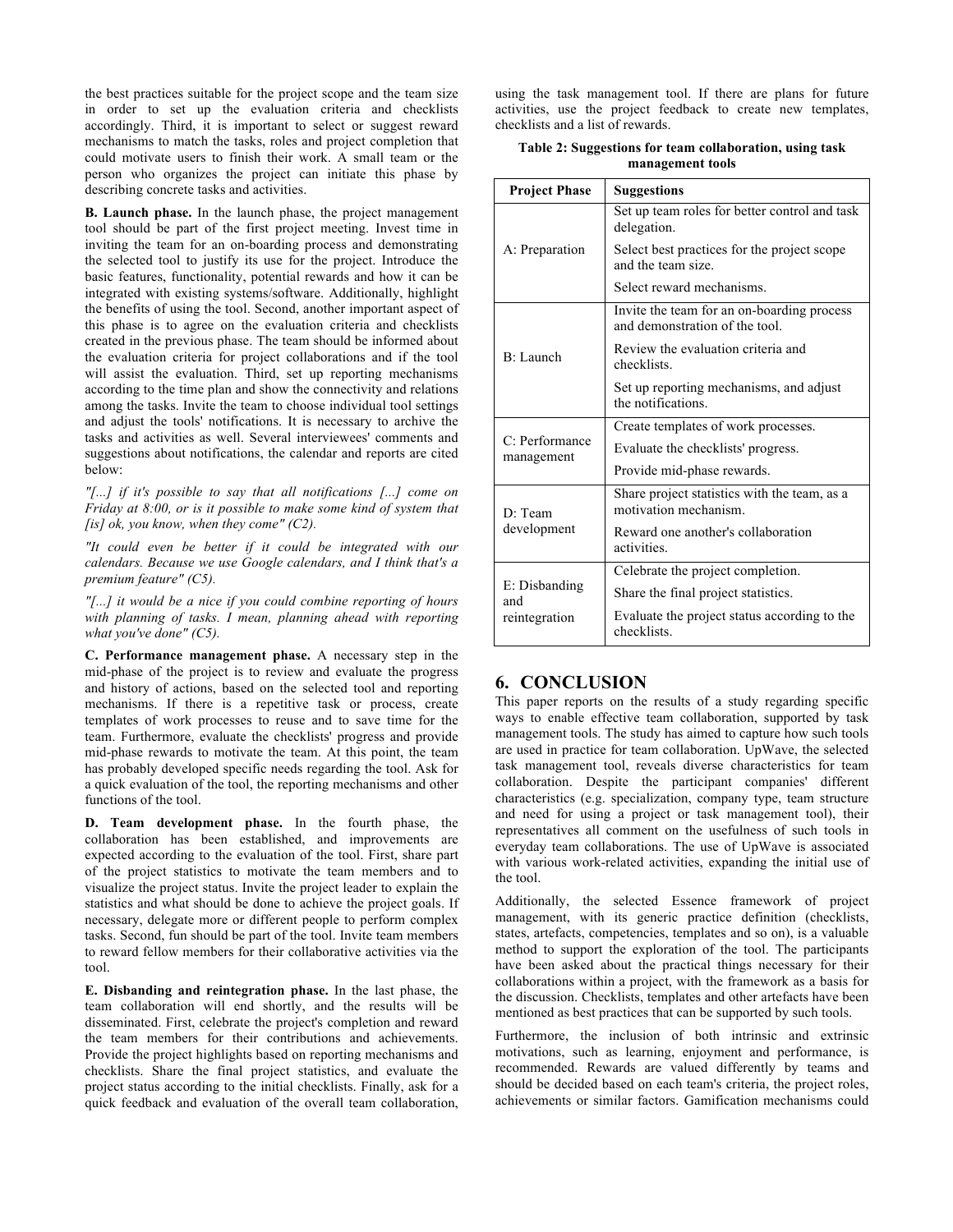the best practices suitable for the project scope and the team size in order to set up the evaluation criteria and checklists accordingly. Third, it is important to select or suggest reward mechanisms to match the tasks, roles and project completion that could motivate users to finish their work. A small team or the person who organizes the project can initiate this phase by describing concrete tasks and activities.

**B. Launch phase.** In the launch phase, the project management tool should be part of the first project meeting. Invest time in inviting the team for an on-boarding process and demonstrating the selected tool to justify its use for the project. Introduce the basic features, functionality, potential rewards and how it can be integrated with existing systems/software. Additionally, highlight the benefits of using the tool. Second, another important aspect of this phase is to agree on the evaluation criteria and checklists created in the previous phase. The team should be informed about the evaluation criteria for project collaborations and if the tool will assist the evaluation. Third, set up reporting mechanisms according to the time plan and show the connectivity and relations among the tasks. Invite the team to choose individual tool settings and adjust the tools' notifications. It is necessary to archive the tasks and activities as well. Several interviewees' comments and suggestions about notifications, the calendar and reports are cited below:

*"[...] if it's possible to say that all notifications [...] come on Friday at 8:00, or is it possible to make some kind of system that [is] ok, you know, when they come" (C2).*

*"It could even be better if it could be integrated with our calendars. Because we use Google calendars, and I think that's a premium feature" (C5).*

*"[...] it would be a nice if you could combine reporting of hours with planning of tasks. I mean, planning ahead with reporting what you've done" (C5).*

**C. Performance management phase.** A necessary step in the mid-phase of the project is to review and evaluate the progress and history of actions, based on the selected tool and reporting mechanisms. If there is a repetitive task or process, create templates of work processes to reuse and to save time for the team. Furthermore, evaluate the checklists' progress and provide mid-phase rewards to motivate the team. At this point, the team has probably developed specific needs regarding the tool. Ask for a quick evaluation of the tool, the reporting mechanisms and other functions of the tool.

**D. Team development phase.** In the fourth phase, the collaboration has been established, and improvements are expected according to the evaluation of the tool. First, share part of the project statistics to motivate the team members and to visualize the project status. Invite the project leader to explain the statistics and what should be done to achieve the project goals. If necessary, delegate more or different people to perform complex tasks. Second, fun should be part of the tool. Invite team members to reward fellow members for their collaborative activities via the tool.

**E. Disbanding and reintegration phase.** In the last phase, the team collaboration will end shortly, and the results will be disseminated. First, celebrate the project's completion and reward the team members for their contributions and achievements. Provide the project highlights based on reporting mechanisms and checklists. Share the final project statistics, and evaluate the project status according to the initial checklists. Finally, ask for a quick feedback and evaluation of the overall team collaboration, using the task management tool. If there are plans for future activities, use the project feedback to create new templates, checklists and a list of rewards.

**Table 2: Suggestions for team collaboration, using task management tools**

| Project Phase | Suggestions |
|---|---|
| A: Preparation | Set up team roles for better control and task delegation. |
| | Select best practices for the project scope and the team size. |
| | Select reward mechanisms. |
| B: Launch | Invite the team for an on-boarding process and demonstration of the tool. |
| | Review the evaluation criteria and checklists. |
| | Set up reporting mechanisms, and adjust the notifications. |
| C: Performance management | Create templates of work processes. |
| | Evaluate the checklists' progress. |
| | Provide mid-phase rewards. |
| D: Team development | Share project statistics with the team, as a motivation mechanism. |
| | Reward one another's collaboration activities. |
| E: Disbanding and reintegration | Celebrate the project completion. |
| | Share the final project statistics. |
| | Evaluate the project status according to the checklists. |

## 6. CONCLUSION

This paper reports on the results of a study regarding specific ways to enable effective team collaboration, supported by task management tools. The study has aimed to capture how such tools are used in practice for team collaboration. UpWave, the selected task management tool, reveals diverse characteristics for team collaboration. Despite the participant companies' different characteristics (e.g. specialization, company type, team structure and need for using a project or task management tool), their representatives all comment on the usefulness of such tools in everyday team collaborations. The use of UpWave is associated with various work-related activities, expanding the initial use of the tool.

Additionally, the selected Essence framework of project management, with its generic practice definition (checklists, states, artefacts, competencies, templates and so on), is a valuable method to support the exploration of the tool. The participants have been asked about the practical things necessary for their collaborations within a project, with the framework as a basis for the discussion. Checklists, templates and other artefacts have been mentioned as best practices that can be supported by such tools.

Furthermore, the inclusion of both intrinsic and extrinsic motivations, such as learning, enjoyment and performance, is recommended. Rewards are valued differently by teams and should be decided based on each team's criteria, the project roles, achievements or similar factors. Gamification mechanisms could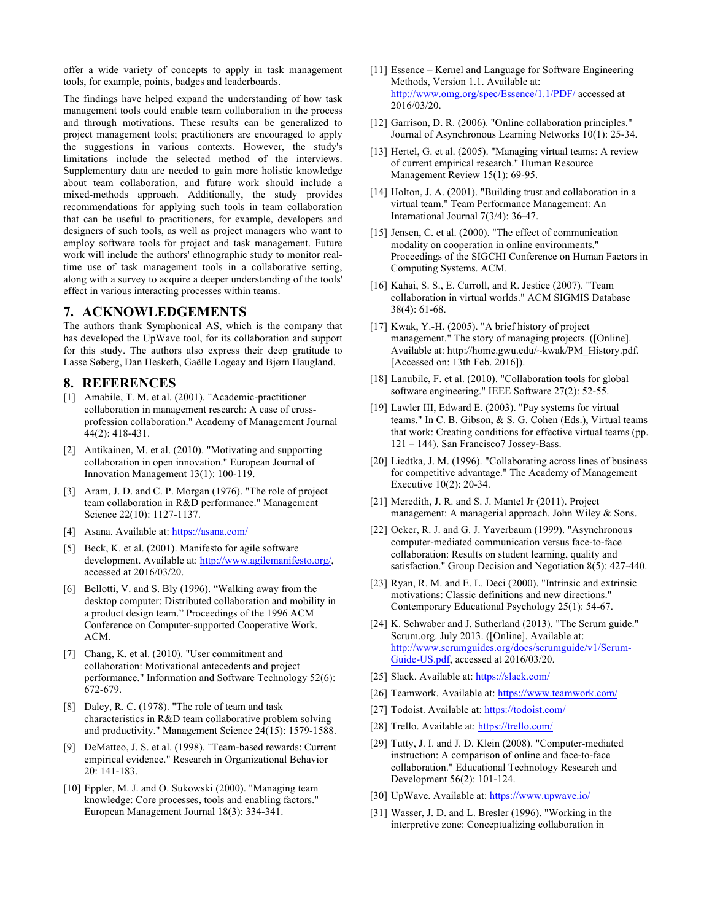offer a wide variety of concepts to apply in task management tools, for example, points, badges and leaderboards.

The findings have helped expand the understanding of how task management tools could enable team collaboration in the process and through motivations. These results can be generalized to project management tools; practitioners are encouraged to apply the suggestions in various contexts. However, the study's limitations include the selected method of the interviews. Supplementary data are needed to gain more holistic knowledge about team collaboration, and future work should include a mixed-methods approach. Additionally, the study provides recommendations for applying such tools in team collaboration that can be useful to practitioners, for example, developers and designers of such tools, as well as project managers who want to employ software tools for project and task management. Future work will include the authors' ethnographic study to monitor real-time use of task management tools in a collaborative setting, along with a survey to acquire a deeper understanding of the tools' effect in various interacting processes within teams.

## 7. ACKNOWLEDGEMENTS

The authors thank Symphonical AS, which is the company that has developed the UpWave tool, for its collaboration and support for this study. The authors also express their deep gratitude to Lasse Søberg, Dan Hesketh, Gaëlle Logeay and Bjørn Haugland.

## 8. REFERENCES

[1] Amabile, T. M. et al. (2001). "Academic-practitioner collaboration in management research: A case of cross-profession collaboration." Academy of Management Journal 44(2): 418-431.

[2] Antikainen, M. et al. (2010). "Motivating and supporting collaboration in open innovation." European Journal of Innovation Management 13(1): 100-119.

[3] Aram, J. D. and C. P. Morgan (1976). "The role of project team collaboration in R&D performance." Management Science 22(10): 1127-1137.

[4] Asana. Available at: https://asana.com/

[5] Beck, K. et al. (2001). Manifesto for agile software development. Available at: http://www.agilemanifesto.org/, accessed at 2016/03/20.

[6] Bellotti, V. and S. Bly (1996). "Walking away from the desktop computer: Distributed collaboration and mobility in a product design team." Proceedings of the 1996 ACM Conference on Computer-supported Cooperative Work. ACM.

[7] Chang, K. et al. (2010). "User commitment and collaboration: Motivational antecedents and project performance." Information and Software Technology 52(6): 672-679.

[8] Daley, R. C. (1978). "The role of team and task characteristics in R&D team collaborative problem solving and productivity." Management Science 24(15): 1579-1588.

[9] DeMatteo, J. S. et al. (1998). "Team-based rewards: Current empirical evidence." Research in Organizational Behavior 20: 141-183.

[10] Eppler, M. J. and O. Sukowski (2000). "Managing team knowledge: Core processes, tools and enabling factors." European Management Journal 18(3): 334-341.

[11] Essence – Kernel and Language for Software Engineering Methods, Version 1.1. Available at: http://www.omg.org/spec/Essence/1.1/PDF/ accessed at 2016/03/20.

[12] Garrison, D. R. (2006). "Online collaboration principles." Journal of Asynchronous Learning Networks 10(1): 25-34.

[13] Hertel, G. et al. (2005). "Managing virtual teams: A review of current empirical research." Human Resource Management Review 15(1): 69-95.

[14] Holton, J. A. (2001). "Building trust and collaboration in a virtual team." Team Performance Management: An International Journal 7(3/4): 36-47.

[15] Jensen, C. et al. (2000). "The effect of communication modality on cooperation in online environments." Proceedings of the SIGCHI Conference on Human Factors in Computing Systems. ACM.

[16] Kahai, S. S., E. Carroll, and R. Jestice (2007). "Team collaboration in virtual worlds." ACM SIGMIS Database 38(4): 61-68.

[17] Kwak, Y.-H. (2005). "A brief history of project management." The story of managing projects. ([Online]. Available at: http://home.gwu.edu/~kwak/PM_History.pdf. [Accessed on: 13th Feb. 2016]).

[18] Lanubile, F. et al. (2010). "Collaboration tools for global software engineering." IEEE Software 27(2): 52-55.

[19] Lawler III, Edward E. (2003). "Pay systems for virtual teams." In C. B. Gibson, & S. G. Cohen (Eds.), Virtual teams that work: Creating conditions for effective virtual teams (pp. 121 – 144). San Francisco7 Jossey-Bass.

[20] Liedtka, J. M. (1996). "Collaborating across lines of business for competitive advantage." The Academy of Management Executive 10(2): 20-34.

[21] Meredith, J. R. and S. J. Mantel Jr (2011). Project management: A managerial approach. John Wiley & Sons.

[22] Ocker, R. J. and G. J. Yaverbaum (1999). "Asynchronous computer-mediated communication versus face-to-face collaboration: Results on student learning, quality and satisfaction." Group Decision and Negotiation 8(5): 427-440.

[23] Ryan, R. M. and E. L. Deci (2000). "Intrinsic and extrinsic motivations: Classic definitions and new directions." Contemporary Educational Psychology 25(1): 54-67.

[24] K. Schwaber and J. Sutherland (2013). "The Scrum guide." Scrum.org. July 2013. ([Online]. Available at: http://www.scrumguides.org/docs/scrumguide/v1/Scrum-Guide-US.pdf, accessed at 2016/03/20.

[25] Slack. Available at: https://slack.com/

[26] Teamwork. Available at: https://www.teamwork.com/

[27] Todoist. Available at: https://todoist.com/

[28] Trello. Available at: https://trello.com/

[29] Tutty, J. I. and J. D. Klein (2008). "Computer-mediated instruction: A comparison of online and face-to-face collaboration." Educational Technology Research and Development 56(2): 101-124.

[30] UpWave. Available at: https://www.upwave.io/

[31] Wasser, J. D. and L. Bresler (1996). "Working in the interpretive zone: Conceptualizing collaboration in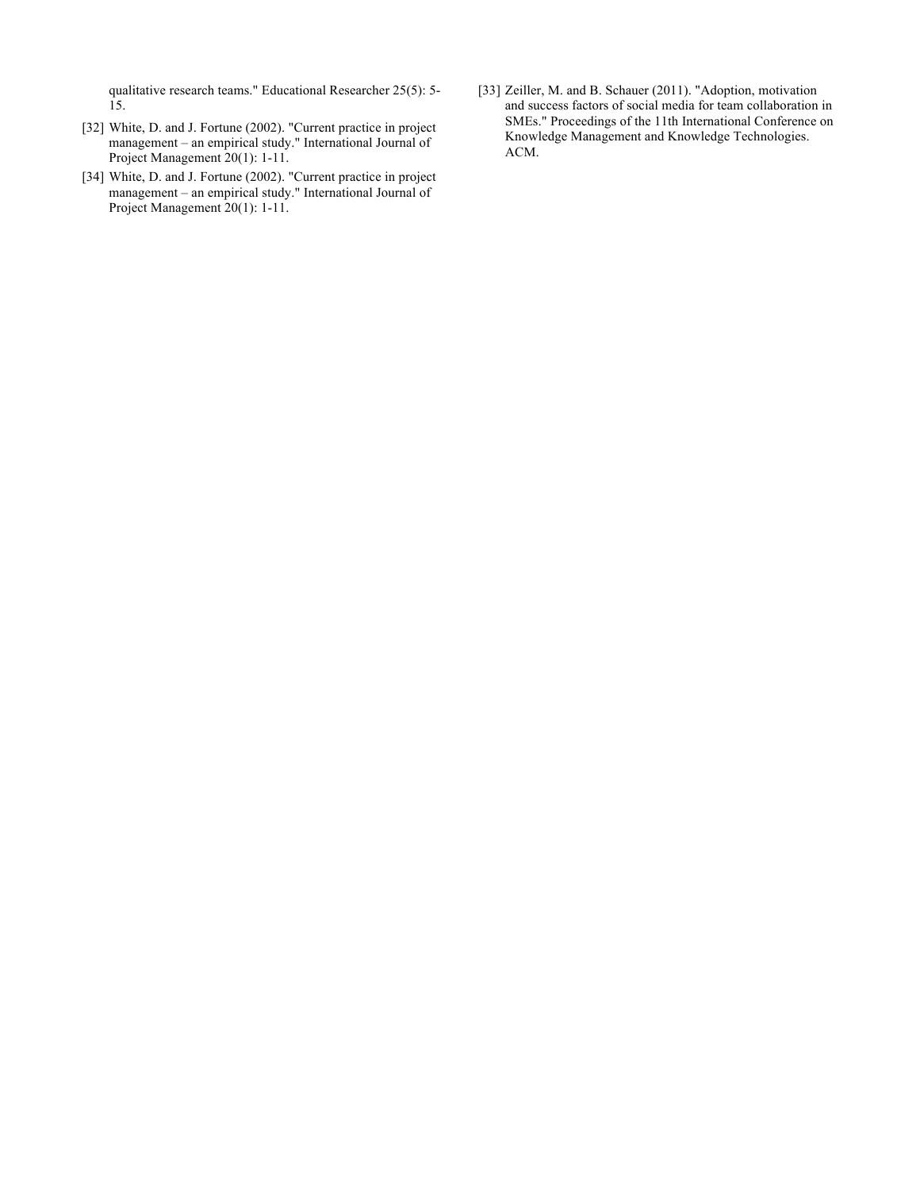qualitative research teams." Educational Researcher 25(5): 5-15.

[32] White, D. and J. Fortune (2002). "Current practice in project management – an empirical study." International Journal of Project Management 20(1): 1-11.

[34] White, D. and J. Fortune (2002). "Current practice in project management – an empirical study." International Journal of Project Management 20(1): 1-11.

[33] Zeiller, M. and B. Schauer (2011). "Adoption, motivation and success factors of social media for team collaboration in SMEs." Proceedings of the 11th International Conference on Knowledge Management and Knowledge Technologies. ACM.